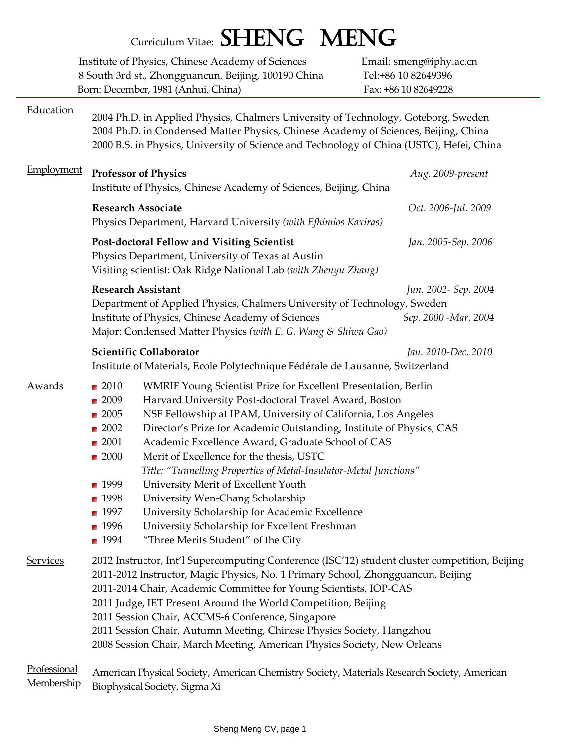# Curriculum Vitae: SHENG MENG

Institute of Physics, Chinese Academy of Sciences
8 South 3rd st., Zhongguancun, Beijing, 100190 China
Born: December, 1981 (Anhui, China)

Email: smeng@iphy.ac.cn
Tel:+86 10 82649396
Fax: +86 10 82649228

## Education

2004 Ph.D. in Applied Physics, Chalmers University of Technology, Goteborg, Sweden
2004 Ph.D. in Condensed Matter Physics, Chinese Academy of Sciences, Beijing, China
2000 B.S. in Physics, University of Science and Technology of China (USTC), Hefei, China

## Employment

**Professor of Physics** — *Aug. 2009-present*
Institute of Physics, Chinese Academy of Sciences, Beijing, China

**Research Associate** — *Oct. 2006-Jul. 2009*
Physics Department, Harvard University *(with Efhimios Kaxiras)*

**Post-doctoral Fellow and Visiting Scientist** — *Jan. 2005-Sep. 2006*
Physics Department, University of Texas at Austin
Visiting scientist: Oak Ridge National Lab *(with Zhenyu Zhang)*

**Research Assistant** — *Jun. 2002- Sep. 2004*
Department of Applied Physics, Chalmers University of Technology, Sweden
Institute of Physics, Chinese Academy of Sciences — *Sep. 2000 -Mar. 2004*
Major: Condensed Matter Physics *(with E. G. Wang & Shiwu Gao)*

**Scientific Collaborator** — *Jan. 2010-Dec. 2010*
Institute of Materials, Ecole Polytechnique Fédérale de Lausanne, Switzerland

## Awards

- 2010 WMRIF Young Scientist Prize for Excellent Presentation, Berlin
- 2009 Harvard University Post-doctoral Travel Award, Boston
- 2005 NSF Fellowship at IPAM, University of California, Los Angeles
- 2002 Director's Prize for Academic Outstanding, Institute of Physics, CAS
- 2001 Academic Excellence Award, Graduate School of CAS
- 2000 Merit of Excellence for the thesis, USTC
  *Title: "Tunnelling Properties of Metal-Insulator-Metal Junctions"*
- 1999 University Merit of Excellent Youth
- 1998 University Wen-Chang Scholarship
- 1997 University Scholarship for Academic Excellence
- 1996 University Scholarship for Excellent Freshman
- 1994 "Three Merits Student" of the City

## Services

2012 Instructor, Int'l Supercomputing Conference (ISC'12) student cluster competition, Beijing
2011-2012 Instructor, Magic Physics, No. 1 Primary School, Zhongguancun, Beijing
2011-2014 Chair, Academic Committee for Young Scientists, IOP-CAS
2011 Judge, IET Present Around the World Competition, Beijing
2011 Session Chair, ACCMS-6 Conference, Singapore
2011 Session Chair, Autumn Meeting, Chinese Physics Society, Hangzhou
2008 Session Chair, March Meeting, American Physics Society, New Orleans

## Professional Membership

American Physical Society, American Chemistry Society, Materials Research Society, American Biophysical Society, Sigma Xi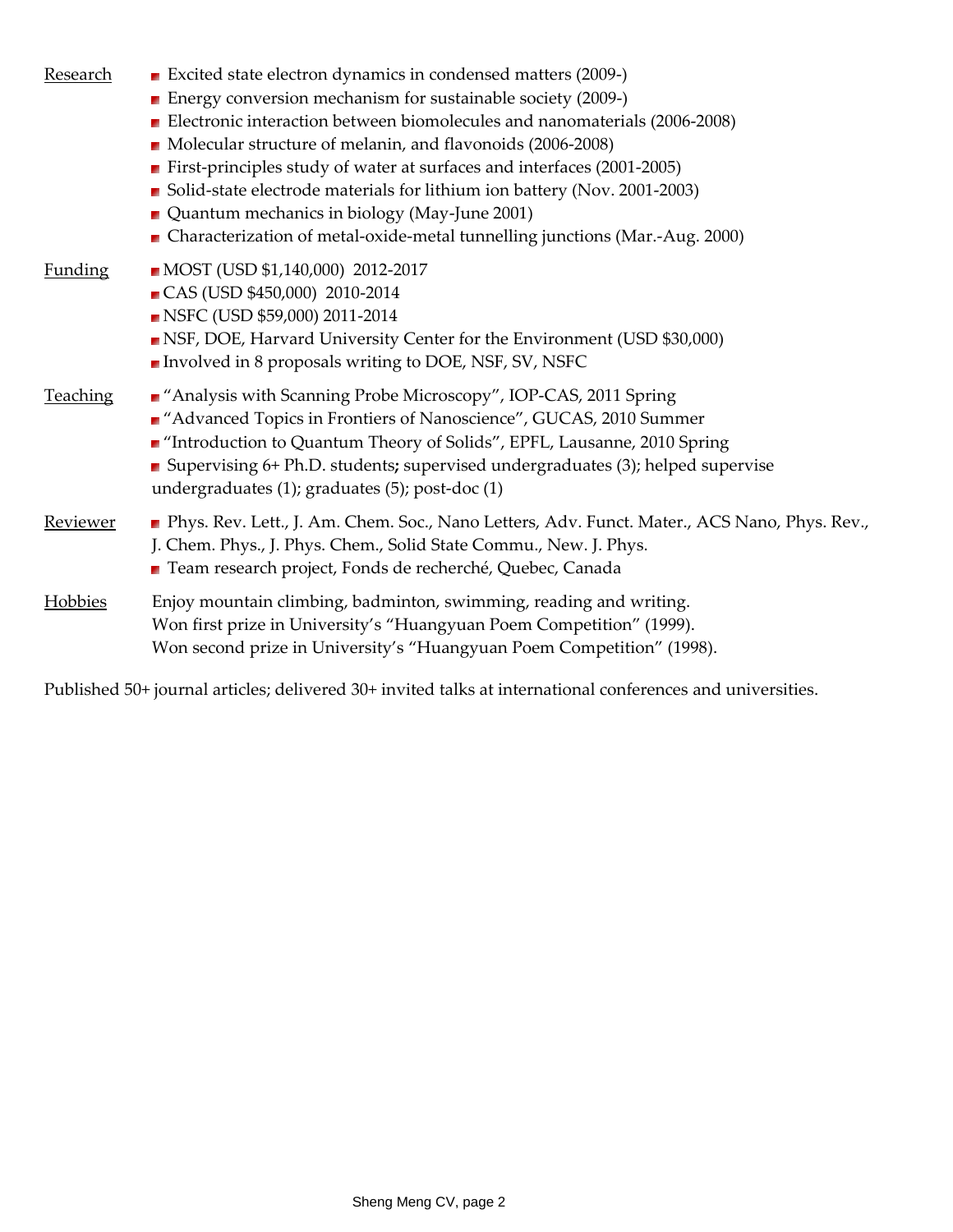**Research**

- Excited state electron dynamics in condensed matters (2009-)
- Energy conversion mechanism for sustainable society (2009-)
- Electronic interaction between biomolecules and nanomaterials (2006-2008)
- Molecular structure of melanin, and flavonoids (2006-2008)
- First-principles study of water at surfaces and interfaces (2001-2005)
- Solid-state electrode materials for lithium ion battery (Nov. 2001-2003)
- Quantum mechanics in biology (May-June 2001)
- Characterization of metal-oxide-metal tunnelling junctions (Mar.-Aug. 2000)

**Funding**

- MOST (USD $1,140,000) 2012-2017
- CAS (USD $450,000) 2010-2014
- NSFC (USD $59,000) 2011-2014
- NSF, DOE, Harvard University Center for the Environment (USD $30,000)
- Involved in 8 proposals writing to DOE, NSF, SV, NSFC

**Teaching**

- "Analysis with Scanning Probe Microscopy", IOP-CAS, 2011 Spring
- "Advanced Topics in Frontiers of Nanoscience", GUCAS, 2010 Summer
- "Introduction to Quantum Theory of Solids", EPFL, Lausanne, 2010 Spring
- Supervising 6+ Ph.D. students; supervised undergraduates (3); helped supervise undergraduates (1); graduates (5); post-doc (1)

**Reviewer**

- Phys. Rev. Lett., J. Am. Chem. Soc., Nano Letters, Adv. Funct. Mater., ACS Nano, Phys. Rev., J. Chem. Phys., J. Phys. Chem., Solid State Commu., New. J. Phys.
- Team research project, Fonds de recherché, Quebec, Canada

**Hobbies**

Enjoy mountain climbing, badminton, swimming, reading and writing.
Won first prize in University's "Huangyuan Poem Competition" (1999).
Won second prize in University's "Huangyuan Poem Competition" (1998).

Published 50+ journal articles; delivered 30+ invited talks at international conferences and universities.